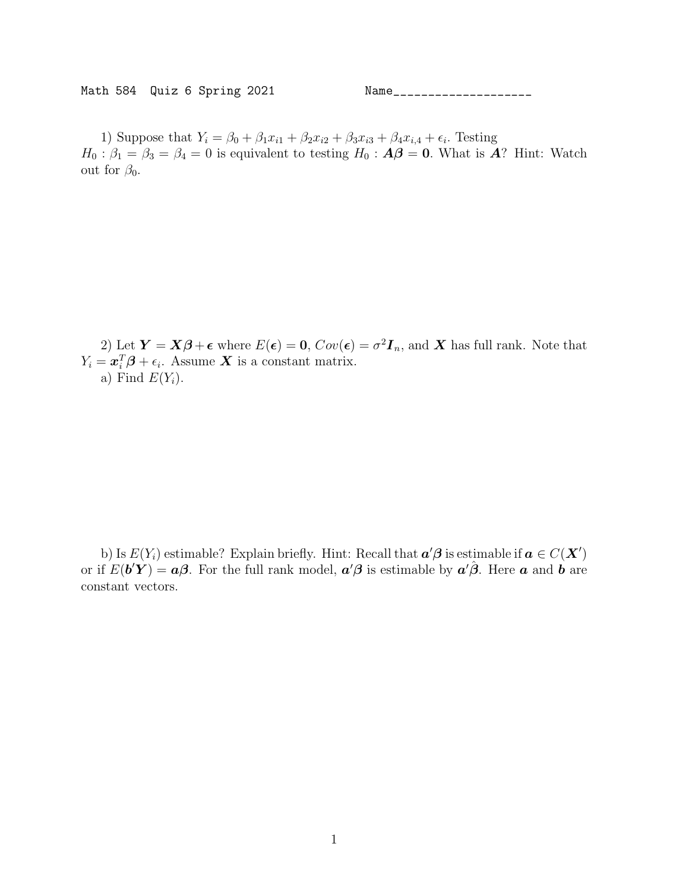Math 584 Quiz 6 Spring 2021 Name____________________

1) Suppose that $Y_i = \beta_0 + \beta_1 x_{i1} + \beta_2 x_{i2} + \beta_3 x_{i3} + \beta_4 x_{i,4} + \epsilon_i$. Testing $H_0 : \beta_1 = \beta_3 = \beta_4 = 0$ is equivalent to testing $H_0 : \boldsymbol{A}\boldsymbol{\beta} = \boldsymbol{0}$. What is $\boldsymbol{A}$? Hint: Watch out for $\beta_0$.

2) Let $\boldsymbol{Y} = \boldsymbol{X}\boldsymbol{\beta} + \boldsymbol{\epsilon}$ where $E(\boldsymbol{\epsilon}) = \boldsymbol{0}$, $Cov(\boldsymbol{\epsilon}) = \sigma^2 \boldsymbol{I}_n$, and $\boldsymbol{X}$ has full rank. Note that $Y_i = \boldsymbol{x}_i^T \boldsymbol{\beta} + \epsilon_i$. Assume $\boldsymbol{X}$ is a constant matrix.

a) Find $E(Y_i)$.

b) Is $E(Y_i)$ estimable? Explain briefly. Hint: Recall that $\boldsymbol{a}'\boldsymbol{\beta}$ is estimable if $\boldsymbol{a} \in C(\boldsymbol{X}')$ or if $E(\boldsymbol{b}'\boldsymbol{Y}) = \boldsymbol{a}\boldsymbol{\beta}$. For the full rank model, $\boldsymbol{a}'\boldsymbol{\beta}$ is estimable by $\boldsymbol{a}'\hat{\boldsymbol{\beta}}$. Here $\boldsymbol{a}$ and $\boldsymbol{b}$ are constant vectors.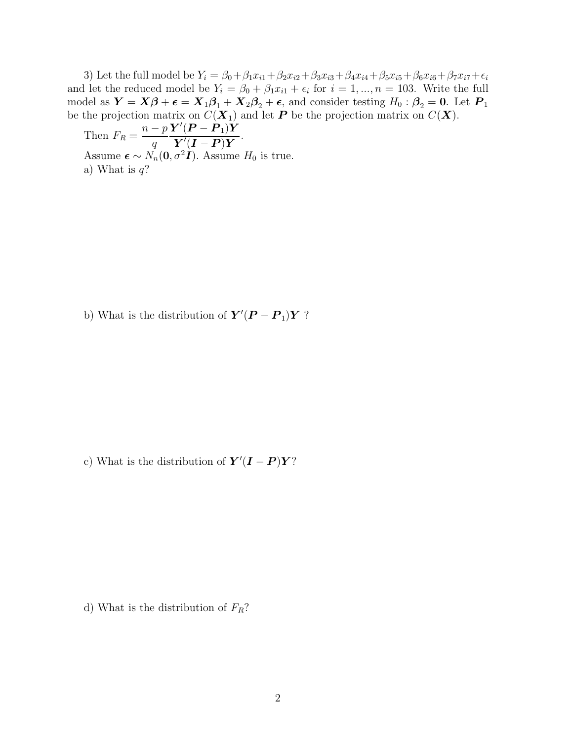3) Let the full model be $Y_i = \beta_0 + \beta_1 x_{i1} + \beta_2 x_{i2} + \beta_3 x_{i3} + \beta_4 x_{i4} + \beta_5 x_{i5} + \beta_6 x_{i6} + \beta_7 x_{i7} + \epsilon_i$ and let the reduced model be $Y_i = \beta_0 + \beta_1 x_{i1} + \epsilon_i$ for $i = 1, ..., n = 103$. Write the full model as $\boldsymbol{Y} = \boldsymbol{X}\boldsymbol{\beta} + \boldsymbol{\epsilon} = \boldsymbol{X}_1\boldsymbol{\beta}_1 + \boldsymbol{X}_2\boldsymbol{\beta}_2 + \boldsymbol{\epsilon}$, and consider testing $H_0 : \boldsymbol{\beta}_2 = \boldsymbol{0}$. Let $\boldsymbol{P}_1$ be the projection matrix on $C(\boldsymbol{X}_1)$ and let $\boldsymbol{P}$ be the projection matrix on $C(\boldsymbol{X})$.

Then $F_R = \dfrac{n-p}{q} \dfrac{\boldsymbol{Y}'(\boldsymbol{P} - \boldsymbol{P}_1)\boldsymbol{Y}}{\boldsymbol{Y}'(\boldsymbol{I} - \boldsymbol{P})\boldsymbol{Y}}$.

Assume $\boldsymbol{\epsilon} \sim N_n(\boldsymbol{0}, \sigma^2 \boldsymbol{I})$. Assume $H_0$ is true.

a) What is $q$?

b) What is the distribution of $\boldsymbol{Y}'(\boldsymbol{P} - \boldsymbol{P}_1)\boldsymbol{Y}$ ?

c) What is the distribution of $\boldsymbol{Y}'(\boldsymbol{I} - \boldsymbol{P})\boldsymbol{Y}$?

d) What is the distribution of $F_R$?